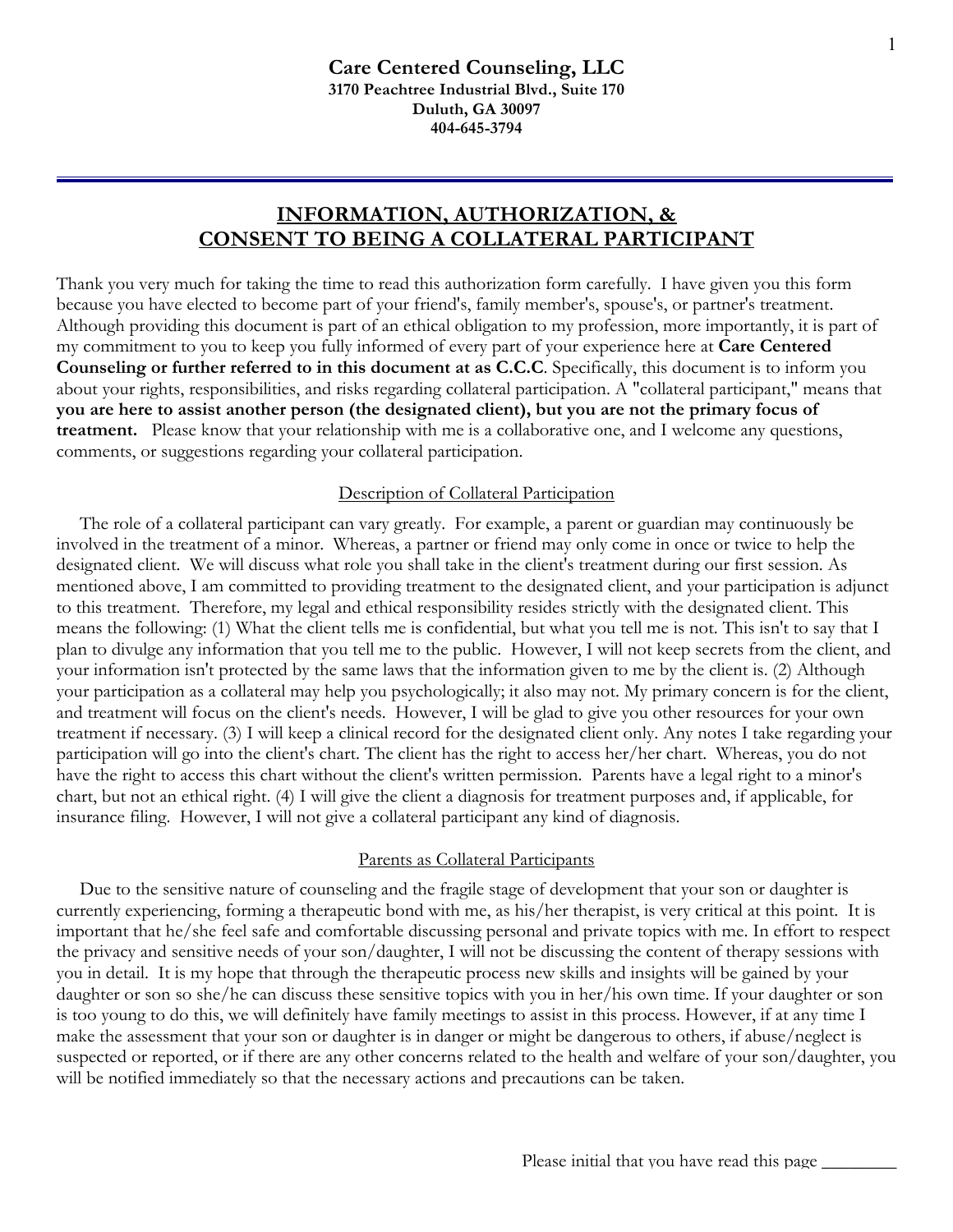**Care Centered Counseling, LLC**
**3170 Peachtree Industrial Blvd., Suite 170**
**Duluth, GA 30097**
**404-645-3794**

---

# INFORMATION, AUTHORIZATION, & CONSENT TO BEING A COLLATERAL PARTICIPANT

Thank you very much for taking the time to read this authorization form carefully. I have given you this form because you have elected to become part of your friend's, family member's, spouse's, or partner's treatment. Although providing this document is part of an ethical obligation to my profession, more importantly, it is part of my commitment to you to keep you fully informed of every part of your experience here at **Care Centered Counseling or further referred to in this document at as C.C.C**. Specifically, this document is to inform you about your rights, responsibilities, and risks regarding collateral participation. A "collateral participant," means that **you are here to assist another person (the designated client), but you are not the primary focus of treatment.** Please know that your relationship with me is a collaborative one, and I welcome any questions, comments, or suggestions regarding your collateral participation.

## Description of Collateral Participation

The role of a collateral participant can vary greatly. For example, a parent or guardian may continuously be involved in the treatment of a minor. Whereas, a partner or friend may only come in once or twice to help the designated client. We will discuss what role you shall take in the client's treatment during our first session. As mentioned above, I am committed to providing treatment to the designated client, and your participation is adjunct to this treatment. Therefore, my legal and ethical responsibility resides strictly with the designated client. This means the following: (1) What the client tells me is confidential, but what you tell me is not. This isn't to say that I plan to divulge any information that you tell me to the public. However, I will not keep secrets from the client, and your information isn't protected by the same laws that the information given to me by the client is. (2) Although your participation as a collateral may help you psychologically; it also may not. My primary concern is for the client, and treatment will focus on the client's needs. However, I will be glad to give you other resources for your own treatment if necessary. (3) I will keep a clinical record for the designated client only. Any notes I take regarding your participation will go into the client's chart. The client has the right to access her/her chart. Whereas, you do not have the right to access this chart without the client's written permission. Parents have a legal right to a minor's chart, but not an ethical right. (4) I will give the client a diagnosis for treatment purposes and, if applicable, for insurance filing. However, I will not give a collateral participant any kind of diagnosis.

## Parents as Collateral Participants

Due to the sensitive nature of counseling and the fragile stage of development that your son or daughter is currently experiencing, forming a therapeutic bond with me, as his/her therapist, is very critical at this point. It is important that he/she feel safe and comfortable discussing personal and private topics with me. In effort to respect the privacy and sensitive needs of your son/daughter, I will not be discussing the content of therapy sessions with you in detail. It is my hope that through the therapeutic process new skills and insights will be gained by your daughter or son so she/he can discuss these sensitive topics with you in her/his own time. If your daughter or son is too young to do this, we will definitely have family meetings to assist in this process. However, if at any time I make the assessment that your son or daughter is in danger or might be dangerous to others, if abuse/neglect is suspected or reported, or if there are any other concerns related to the health and welfare of your son/daughter, you will be notified immediately so that the necessary actions and precautions can be taken.

Please initial that you have read this page ________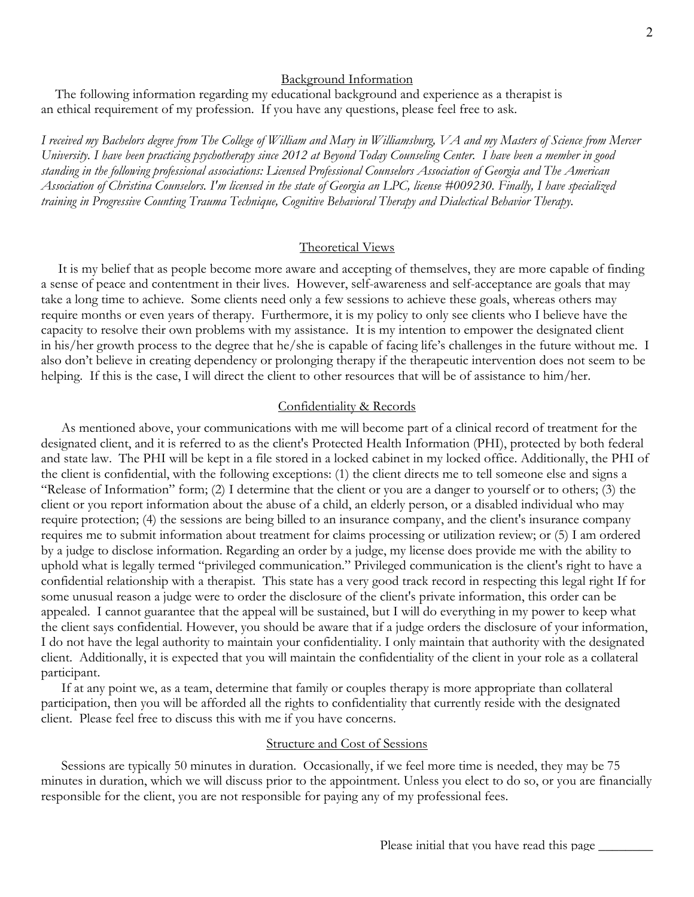## Background Information

The following information regarding my educational background and experience as a therapist is an ethical requirement of my profession. If you have any questions, please feel free to ask.

*I received my Bachelors degree from The College of William and Mary in Williamsburg, VA and my Masters of Science from Mercer University. I have been practicing psychotherapy since 2012 at Beyond Today Counseling Center. I have been a member in good standing in the following professional associations: Licensed Professional Counselors Association of Georgia and The American Association of Christina Counselors. I'm licensed in the state of Georgia an LPC, license #009230. Finally, I have specialized training in Progressive Counting Trauma Technique, Cognitive Behavioral Therapy and Dialectical Behavior Therapy.*

## Theoretical Views

It is my belief that as people become more aware and accepting of themselves, they are more capable of finding a sense of peace and contentment in their lives. However, self-awareness and self-acceptance are goals that may take a long time to achieve. Some clients need only a few sessions to achieve these goals, whereas others may require months or even years of therapy. Furthermore, it is my policy to only see clients who I believe have the capacity to resolve their own problems with my assistance. It is my intention to empower the designated client in his/her growth process to the degree that he/she is capable of facing life's challenges in the future without me. I also don't believe in creating dependency or prolonging therapy if the therapeutic intervention does not seem to be helping. If this is the case, I will direct the client to other resources that will be of assistance to him/her.

## Confidentiality & Records

As mentioned above, your communications with me will become part of a clinical record of treatment for the designated client, and it is referred to as the client's Protected Health Information (PHI), protected by both federal and state law. The PHI will be kept in a file stored in a locked cabinet in my locked office. Additionally, the PHI of the client is confidential, with the following exceptions: (1) the client directs me to tell someone else and signs a "Release of Information" form; (2) I determine that the client or you are a danger to yourself or to others; (3) the client or you report information about the abuse of a child, an elderly person, or a disabled individual who may require protection; (4) the sessions are being billed to an insurance company, and the client's insurance company requires me to submit information about treatment for claims processing or utilization review; or (5) I am ordered by a judge to disclose information. Regarding an order by a judge, my license does provide me with the ability to uphold what is legally termed "privileged communication." Privileged communication is the client's right to have a confidential relationship with a therapist. This state has a very good track record in respecting this legal right If for some unusual reason a judge were to order the disclosure of the client's private information, this order can be appealed. I cannot guarantee that the appeal will be sustained, but I will do everything in my power to keep what the client says confidential. However, you should be aware that if a judge orders the disclosure of your information, I do not have the legal authority to maintain your confidentiality. I only maintain that authority with the designated client. Additionally, it is expected that you will maintain the confidentiality of the client in your role as a collateral participant.

If at any point we, as a team, determine that family or couples therapy is more appropriate than collateral participation, then you will be afforded all the rights to confidentiality that currently reside with the designated client. Please feel free to discuss this with me if you have concerns.

## Structure and Cost of Sessions

Sessions are typically 50 minutes in duration. Occasionally, if we feel more time is needed, they may be 75 minutes in duration, which we will discuss prior to the appointment. Unless you elect to do so, or you are financially responsible for the client, you are not responsible for paying any of my professional fees.

Please initial that you have read this page ________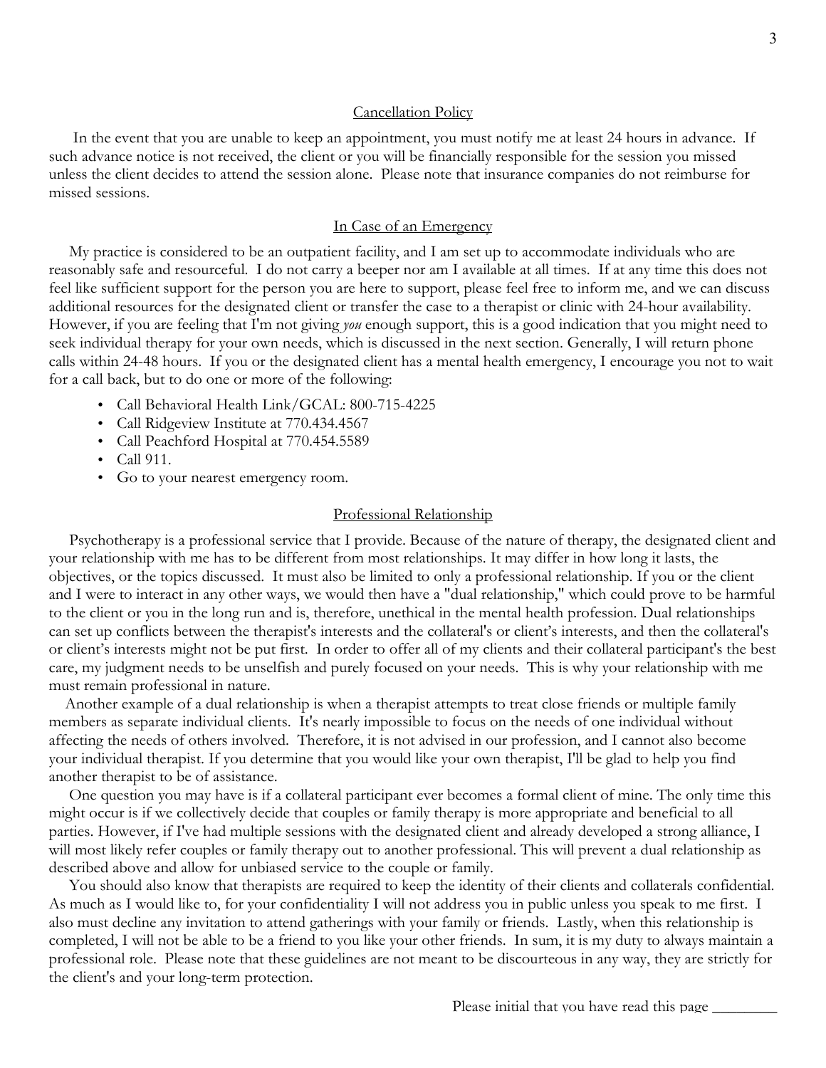## Cancellation Policy

In the event that you are unable to keep an appointment, you must notify me at least 24 hours in advance. If such advance notice is not received, the client or you will be financially responsible for the session you missed unless the client decides to attend the session alone. Please note that insurance companies do not reimburse for missed sessions.

## In Case of an Emergency

My practice is considered to be an outpatient facility, and I am set up to accommodate individuals who are reasonably safe and resourceful. I do not carry a beeper nor am I available at all times. If at any time this does not feel like sufficient support for the person you are here to support, please feel free to inform me, and we can discuss additional resources for the designated client or transfer the case to a therapist or clinic with 24-hour availability. However, if you are feeling that I'm not giving *you* enough support, this is a good indication that you might need to seek individual therapy for your own needs, which is discussed in the next section. Generally, I will return phone calls within 24-48 hours. If you or the designated client has a mental health emergency, I encourage you not to wait for a call back, but to do one or more of the following:

- Call Behavioral Health Link/GCAL: 800-715-4225
- Call Ridgeview Institute at 770.434.4567
- Call Peachford Hospital at 770.454.5589
- Call 911.
- Go to your nearest emergency room.

## Professional Relationship

Psychotherapy is a professional service that I provide. Because of the nature of therapy, the designated client and your relationship with me has to be different from most relationships. It may differ in how long it lasts, the objectives, or the topics discussed. It must also be limited to only a professional relationship. If you or the client and I were to interact in any other ways, we would then have a "dual relationship," which could prove to be harmful to the client or you in the long run and is, therefore, unethical in the mental health profession. Dual relationships can set up conflicts between the therapist's interests and the collateral's or client's interests, and then the collateral's or client's interests might not be put first. In order to offer all of my clients and their collateral participant's the best care, my judgment needs to be unselfish and purely focused on your needs. This is why your relationship with me must remain professional in nature.

Another example of a dual relationship is when a therapist attempts to treat close friends or multiple family members as separate individual clients. It's nearly impossible to focus on the needs of one individual without affecting the needs of others involved. Therefore, it is not advised in our profession, and I cannot also become your individual therapist. If you determine that you would like your own therapist, I'll be glad to help you find another therapist to be of assistance.

One question you may have is if a collateral participant ever becomes a formal client of mine. The only time this might occur is if we collectively decide that couples or family therapy is more appropriate and beneficial to all parties. However, if I've had multiple sessions with the designated client and already developed a strong alliance, I will most likely refer couples or family therapy out to another professional. This will prevent a dual relationship as described above and allow for unbiased service to the couple or family.

You should also know that therapists are required to keep the identity of their clients and collaterals confidential. As much as I would like to, for your confidentiality I will not address you in public unless you speak to me first. I also must decline any invitation to attend gatherings with your family or friends. Lastly, when this relationship is completed, I will not be able to be a friend to you like your other friends. In sum, it is my duty to always maintain a professional role. Please note that these guidelines are not meant to be discourteous in any way, they are strictly for the client's and your long-term protection.

Please initial that you have read this page ________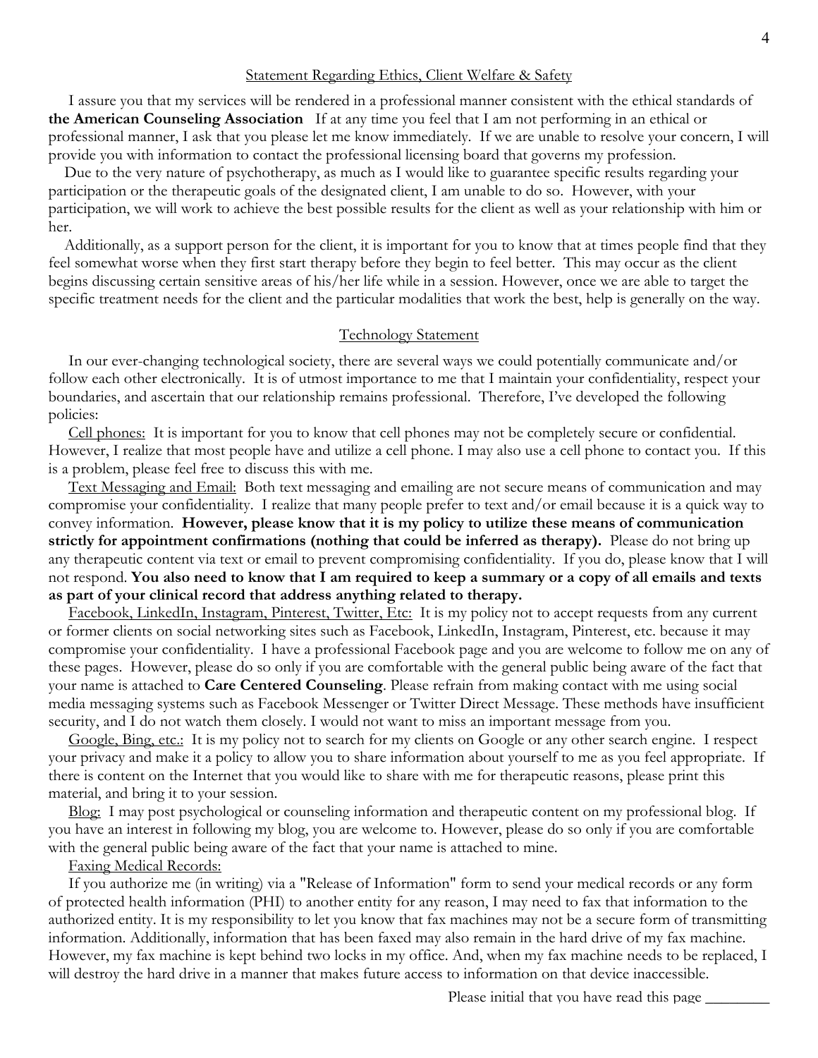## Statement Regarding Ethics, Client Welfare & Safety

I assure you that my services will be rendered in a professional manner consistent with the ethical standards of **the American Counseling Association** If at any time you feel that I am not performing in an ethical or professional manner, I ask that you please let me know immediately. If we are unable to resolve your concern, I will provide you with information to contact the professional licensing board that governs my profession.

Due to the very nature of psychotherapy, as much as I would like to guarantee specific results regarding your participation or the therapeutic goals of the designated client, I am unable to do so. However, with your participation, we will work to achieve the best possible results for the client as well as your relationship with him or her.

Additionally, as a support person for the client, it is important for you to know that at times people find that they feel somewhat worse when they first start therapy before they begin to feel better. This may occur as the client begins discussing certain sensitive areas of his/her life while in a session. However, once we are able to target the specific treatment needs for the client and the particular modalities that work the best, help is generally on the way.

## Technology Statement

In our ever-changing technological society, there are several ways we could potentially communicate and/or follow each other electronically. It is of utmost importance to me that I maintain your confidentiality, respect your boundaries, and ascertain that our relationship remains professional. Therefore, I've developed the following policies:

Cell phones: It is important for you to know that cell phones may not be completely secure or confidential. However, I realize that most people have and utilize a cell phone. I may also use a cell phone to contact you. If this is a problem, please feel free to discuss this with me.

Text Messaging and Email: Both text messaging and emailing are not secure means of communication and may compromise your confidentiality. I realize that many people prefer to text and/or email because it is a quick way to convey information. **However, please know that it is my policy to utilize these means of communication strictly for appointment confirmations (nothing that could be inferred as therapy).** Please do not bring up any therapeutic content via text or email to prevent compromising confidentiality. If you do, please know that I will not respond. **You also need to know that I am required to keep a summary or a copy of all emails and texts as part of your clinical record that address anything related to therapy.**

Facebook, LinkedIn, Instagram, Pinterest, Twitter, Etc: It is my policy not to accept requests from any current or former clients on social networking sites such as Facebook, LinkedIn, Instagram, Pinterest, etc. because it may compromise your confidentiality. I have a professional Facebook page and you are welcome to follow me on any of these pages. However, please do so only if you are comfortable with the general public being aware of the fact that your name is attached to **Care Centered Counseling**. Please refrain from making contact with me using social media messaging systems such as Facebook Messenger or Twitter Direct Message. These methods have insufficient security, and I do not watch them closely. I would not want to miss an important message from you.

Google, Bing, etc.: It is my policy not to search for my clients on Google or any other search engine. I respect your privacy and make it a policy to allow you to share information about yourself to me as you feel appropriate. If there is content on the Internet that you would like to share with me for therapeutic reasons, please print this material, and bring it to your session.

Blog: I may post psychological or counseling information and therapeutic content on my professional blog. If you have an interest in following my blog, you are welcome to. However, please do so only if you are comfortable with the general public being aware of the fact that your name is attached to mine.

Faxing Medical Records:

If you authorize me (in writing) via a "Release of Information" form to send your medical records or any form of protected health information (PHI) to another entity for any reason, I may need to fax that information to the authorized entity. It is my responsibility to let you know that fax machines may not be a secure form of transmitting information. Additionally, information that has been faxed may also remain in the hard drive of my fax machine. However, my fax machine is kept behind two locks in my office. And, when my fax machine needs to be replaced, I will destroy the hard drive in a manner that makes future access to information on that device inaccessible.

Please initial that you have read this page ________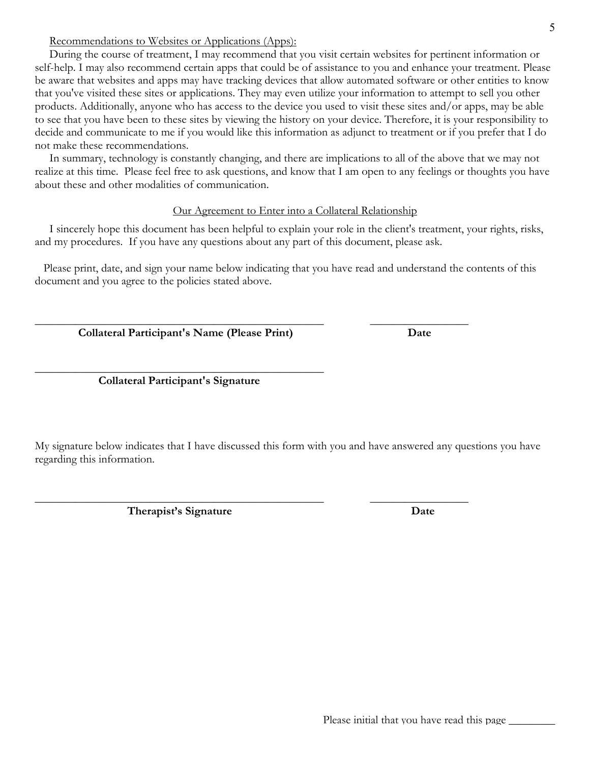Recommendations to Websites or Applications (Apps):

During the course of treatment, I may recommend that you visit certain websites for pertinent information or self-help. I may also recommend certain apps that could be of assistance to you and enhance your treatment. Please be aware that websites and apps may have tracking devices that allow automated software or other entities to know that you've visited these sites or applications. They may even utilize your information to attempt to sell you other products. Additionally, anyone who has access to the device you used to visit these sites and/or apps, may be able to see that you have been to these sites by viewing the history on your device. Therefore, it is your responsibility to decide and communicate to me if you would like this information as adjunct to treatment or if you prefer that I do not make these recommendations.

In summary, technology is constantly changing, and there are implications to all of the above that we may not realize at this time. Please feel free to ask questions, and know that I am open to any feelings or thoughts you have about these and other modalities of communication.

## Our Agreement to Enter into a Collateral Relationship

I sincerely hope this document has been helpful to explain your role in the client's treatment, your rights, risks, and my procedures. If you have any questions about any part of this document, please ask.

Please print, date, and sign your name below indicating that you have read and understand the contents of this document and you agree to the policies stated above.

\_\_\_\_\_\_\_\_\_\_\_\_\_\_\_\_\_\_\_\_\_\_\_\_\_\_\_\_\_\_\_\_\_\_\_\_\_\_\_\_\_\_\_\_\_\_\_\_ \_\_\_\_\_\_\_\_\_\_\_\_\_\_\_\_\_

**Collateral Participant's Name (Please Print)** **Date**

\_\_\_\_\_\_\_\_\_\_\_\_\_\_\_\_\_\_\_\_\_\_\_\_\_\_\_\_\_\_\_\_\_\_\_\_\_\_\_\_\_\_\_\_\_\_\_\_

**Collateral Participant's Signature**

My signature below indicates that I have discussed this form with you and have answered any questions you have regarding this information.

\_\_\_\_\_\_\_\_\_\_\_\_\_\_\_\_\_\_\_\_\_\_\_\_\_\_\_\_\_\_\_\_\_\_\_\_\_\_\_\_\_\_\_\_\_\_\_\_ \_\_\_\_\_\_\_\_\_\_\_\_\_\_\_\_\_

**Therapist's Signature** **Date**

Please initial that you have read this page \_\_\_\_\_\_\_\_